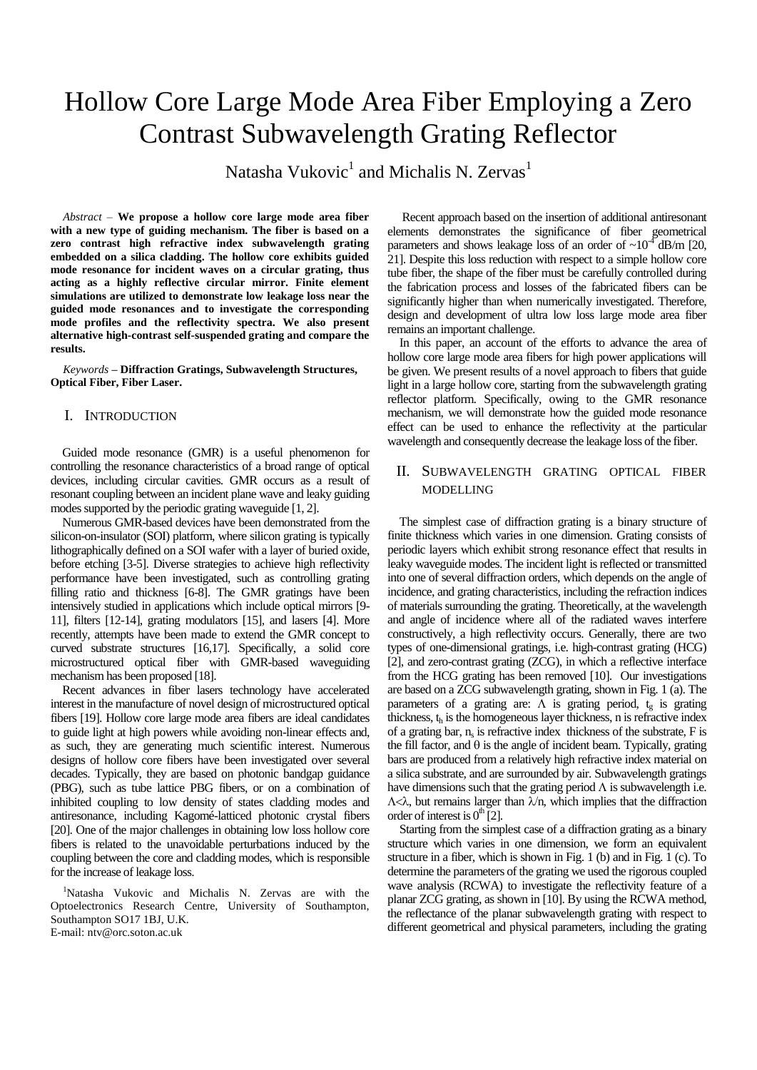# Hollow Core Large Mode Area Fiber Employing a Zero Contrast Subwavelength Grating Reflector

Natasha Vukovic[1] and Michalis N. Zervas[1]

*Abstract* – **We propose a hollow core large mode area fiber with a new type of guiding mechanism. The fiber is based on a zero contrast high refractive index subwavelength grating embedded on a silica cladding. The hollow core exhibits guided mode resonance for incident waves on a circular grating, thus acting as a highly reflective circular mirror. Finite element simulations are utilized to demonstrate low leakage loss near the guided mode resonances and to investigate the corresponding mode profiles and the reflectivity spectra. We also present alternative high-contrast self-suspended grating and compare the results.**

*Keywords* – **Diffraction Gratings, Subwavelength Structures, Optical Fiber, Fiber Laser.**

## I. Introduction

Guided mode resonance (GMR) is a useful phenomenon for controlling the resonance characteristics of a broad range of optical devices, including circular cavities. GMR occurs as a result of resonant coupling between an incident plane wave and leaky guiding modes supported by the periodic grating waveguide [1, 2].

Numerous GMR-based devices have been demonstrated from the silicon-on-insulator (SOI) platform, where silicon grating is typically lithographically defined on a SOI wafer with a layer of buried oxide, before etching [3-5]. Diverse strategies to achieve high reflectivity performance have been investigated, such as controlling grating filling ratio and thickness [6-8]. The GMR gratings have been intensively studied in applications which include optical mirrors [9-11], filters [12-14], grating modulators [15], and lasers [4]. More recently, attempts have been made to extend the GMR concept to curved substrate structures [16,17]. Specifically, a solid core microstructured optical fiber with GMR-based waveguiding mechanism has been proposed [18].

Recent advances in fiber lasers technology have accelerated interest in the manufacture of novel design of microstructured optical fibers [19]. Hollow core large mode area fibers are ideal candidates to guide light at high powers while avoiding non-linear effects and, as such, they are generating much scientific interest. Numerous designs of hollow core fibers have been investigated over several decades. Typically, they are based on photonic bandgap guidance (PBG), such as tube lattice PBG fibers, or on a combination of inhibited coupling to low density of states cladding modes and antiresonance, including Kagomé-latticed photonic crystal fibers [20]. One of the major challenges in obtaining low loss hollow core fibers is related to the unavoidable perturbations induced by the coupling between the core and cladding modes, which is responsible for the increase of leakage loss.

[1]Natasha Vukovic and Michalis N. Zervas are with the Optoelectronics Research Centre, University of Southampton, Southampton SO17 1BJ, U.K.
E-mail: ntv@orc.soton.ac.uk

Recent approach based on the insertion of additional antiresonant elements demonstrates the significance of fiber geometrical parameters and shows leakage loss of an order of $\sim 10^{-4}$ dB/m [20, 21]. Despite this loss reduction with respect to a simple hollow core tube fiber, the shape of the fiber must be carefully controlled during the fabrication process and losses of the fabricated fibers can be significantly higher than when numerically investigated. Therefore, design and development of ultra low loss large mode area fiber remains an important challenge.

In this paper, an account of the efforts to advance the area of hollow core large mode area fibers for high power applications will be given. We present results of a novel approach to fibers that guide light in a large hollow core, starting from the subwavelength grating reflector platform. Specifically, owing to the GMR resonance mechanism, we will demonstrate how the guided mode resonance effect can be used to enhance the reflectivity at the particular wavelength and consequently decrease the leakage loss of the fiber.

## II. Subwavelength Grating Optical Fiber Modelling

The simplest case of diffraction grating is a binary structure of finite thickness which varies in one dimension. Grating consists of periodic layers which exhibit strong resonance effect that results in leaky waveguide modes. The incident light is reflected or transmitted into one of several diffraction orders, which depends on the angle of incidence, and grating characteristics, including the refraction indices of materials surrounding the grating. Theoretically, at the wavelength and angle of incidence where all of the radiated waves interfere constructively, a high reflectivity occurs. Generally, there are two types of one-dimensional gratings, i.e. high-contrast grating (HCG) [2], and zero-contrast grating (ZCG), in which a reflective interface from the HCG grating has been removed [10]. Our investigations are based on a ZCG subwavelength grating, shown in Fig. 1 (a). The parameters of a grating are: $\Lambda$ is grating period, $t_g$ is grating thickness, $t_h$ is the homogeneous layer thickness, n is refractive index of a grating bar, $n_s$ is refractive index thickness of the substrate, F is the fill factor, and $\theta$ is the angle of incident beam. Typically, grating bars are produced from a relatively high refractive index material on a silica substrate, and are surrounded by air. Subwavelength gratings have dimensions such that the grating period $\Lambda$ is subwavelength i.e. $\Lambda<\lambda$, but remains larger than $\lambda/n$, which implies that the diffraction order of interest is $0^{th}$ [2].

Starting from the simplest case of a diffraction grating as a binary structure which varies in one dimension, we form an equivalent structure in a fiber, which is shown in Fig. 1 (b) and in Fig. 1 (c). To determine the parameters of the grating we used the rigorous coupled wave analysis (RCWA) to investigate the reflectivity feature of a planar ZCG grating, as shown in [10]. By using the RCWA method, the reflectance of the planar subwavelength grating with respect to different geometrical and physical parameters, including the grating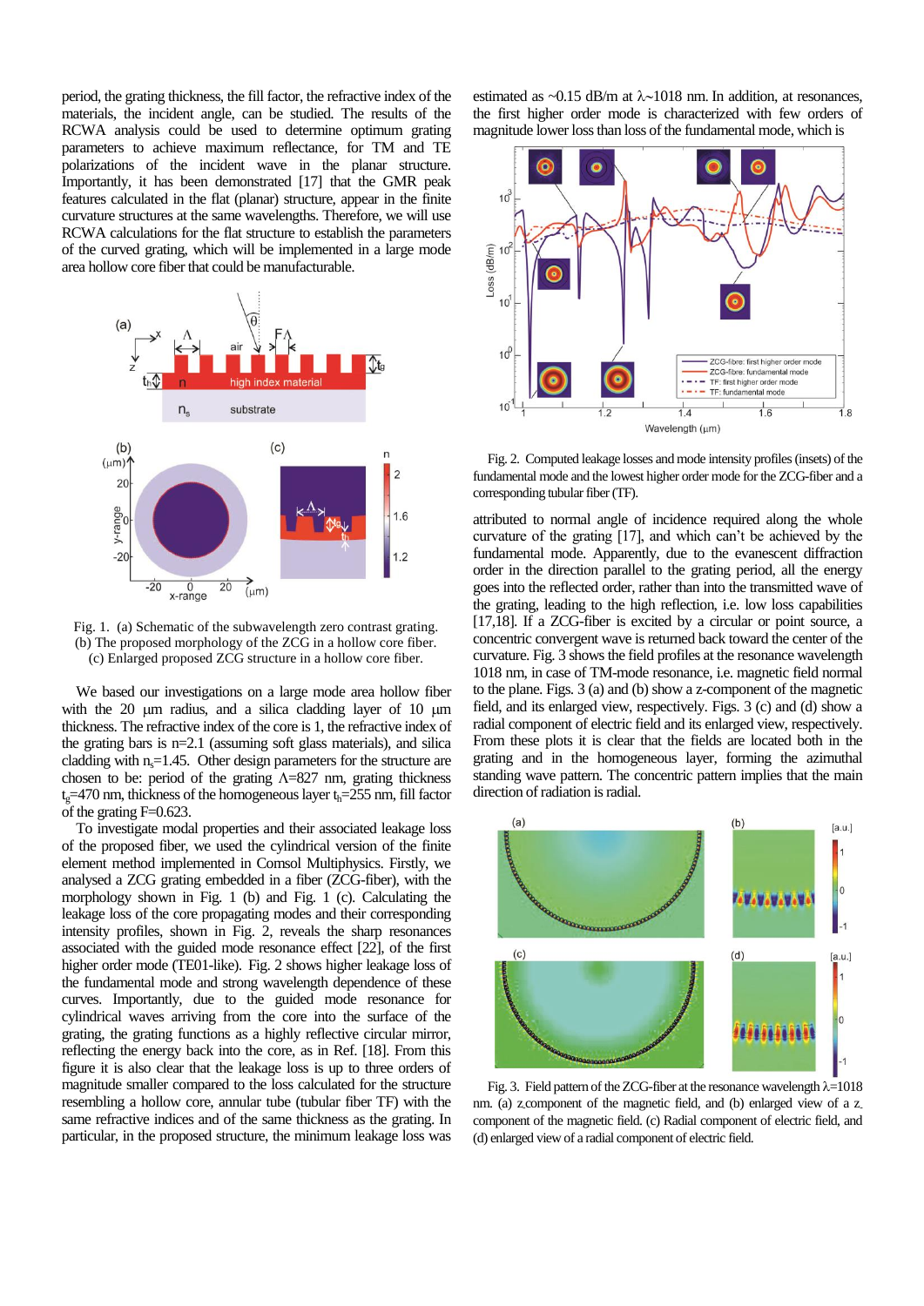period, the grating thickness, the fill factor, the refractive index of the materials, the incident angle, can be studied. The results of the RCWA analysis could be used to determine optimum grating parameters to achieve maximum reflectance, for TM and TE polarizations of the incident wave in the planar structure. Importantly, it has been demonstrated [17] that the GMR peak features calculated in the flat (planar) structure, appear in the finite curvature structures at the same wavelengths. Therefore, we will use RCWA calculations for the flat structure to establish the parameters of the curved grating, which will be implemented in a large mode area hollow core fiber that could be manufacturable.

Fig. 1. (a) Schematic of the subwavelength zero contrast grating. (b) The proposed morphology of the ZCG in a hollow core fiber. (c) Enlarged proposed ZCG structure in a hollow core fiber.

We based our investigations on a large mode area hollow fiber with the 20 μm radius, and a silica cladding layer of 10 μm thickness. The refractive index of the core is 1, the refractive index of the grating bars is n=2.1 (assuming soft glass materials), and silica cladding with $n_s$=1.45. Other design parameters for the structure are chosen to be: period of the grating Λ=827 nm, grating thickness $t_g$=470 nm, thickness of the homogeneous layer $t_h$=255 nm, fill factor of the grating F=0.623.

To investigate modal properties and their associated leakage loss of the proposed fiber, we used the cylindrical version of the finite element method implemented in Comsol Multiphysics. Firstly, we analysed a ZCG grating embedded in a fiber (ZCG-fiber), with the morphology shown in Fig. 1 (b) and Fig. 1 (c). Calculating the leakage loss of the core propagating modes and their corresponding intensity profiles, shown in Fig. 2, reveals the sharp resonances associated with the guided mode resonance effect [22], of the first higher order mode (TE01-like). Fig. 2 shows higher leakage loss of the fundamental mode and strong wavelength dependence of these curves. Importantly, due to the guided mode resonance for cylindrical waves arriving from the core into the surface of the grating, the grating functions as a highly reflective circular mirror, reflecting the energy back into the core, as in Ref. [18]. From this figure it is also clear that the leakage loss is up to three orders of magnitude smaller compared to the loss calculated for the structure resembling a hollow core, annular tube (tubular fiber TF) with the same refractive indices and of the same thickness as the grating. In particular, in the proposed structure, the minimum leakage loss was estimated as ~0.15 dB/m at λ~1018 nm. In addition, at resonances, the first higher order mode is characterized with few orders of magnitude lower loss than loss of the fundamental mode, which is

Fig. 2. Computed leakage losses and mode intensity profiles (insets) of the fundamental mode and the lowest higher order mode for the ZCG-fiber and a corresponding tubular fiber (TF).

attributed to normal angle of incidence required along the whole curvature of the grating [17], and which can't be achieved by the fundamental mode. Apparently, due to the evanescent diffraction order in the direction parallel to the grating period, all the energy goes into the reflected order, rather than into the transmitted wave of the grating, leading to the high reflection, i.e. low loss capabilities [17,18]. If a ZCG-fiber is excited by a circular or point source, a concentric convergent wave is returned back toward the center of the curvature. Fig. 3 shows the field profiles at the resonance wavelength 1018 nm, in case of TM-mode resonance, i.e. magnetic field normal to the plane. Figs. 3 (a) and (b) show a z-component of the magnetic field, and its enlarged view, respectively. Figs. 3 (c) and (d) show a radial component of electric field and its enlarged view, respectively. From these plots it is clear that the fields are located both in the grating and in the homogeneous layer, forming the azimuthal standing wave pattern. The concentric pattern implies that the main direction of radiation is radial.

Fig. 3. Field pattern of the ZCG-fiber at the resonance wavelength λ=1018 nm. (a) z component of the magnetic field, and (b) enlarged view of a z component of the magnetic field. (c) Radial component of electric field, and (d) enlarged view of a radial component of electric field.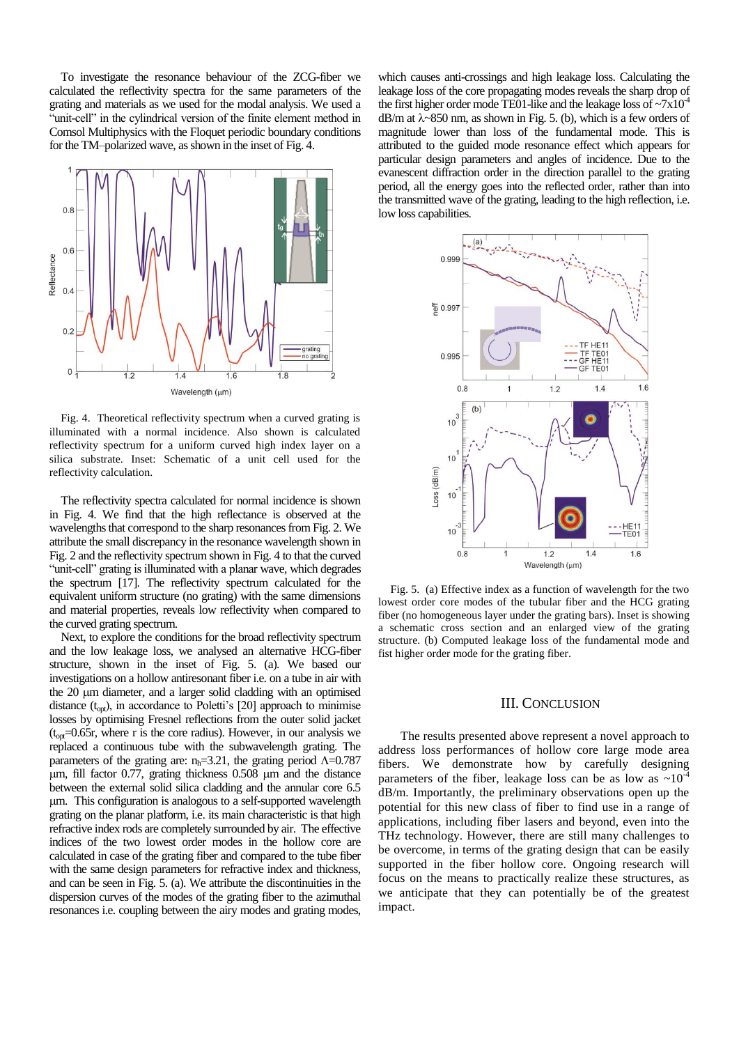To investigate the resonance behaviour of the ZCG-fiber we calculated the reflectivity spectra for the same parameters of the grating and materials as we used for the modal analysis. We used a "unit-cell" in the cylindrical version of the finite element method in Comsol Multiphysics with the Floquet periodic boundary conditions for the TM–polarized wave, as shown in the inset of Fig. 4.

Fig. 4. Theoretical reflectivity spectrum when a curved grating is illuminated with a normal incidence. Also shown is calculated reflectivity spectrum for a uniform curved high index layer on a silica substrate. Inset: Schematic of a unit cell used for the reflectivity calculation.

The reflectivity spectra calculated for normal incidence is shown in Fig. 4. We find that the high reflectance is observed at the wavelengths that correspond to the sharp resonances from Fig. 2. We attribute the small discrepancy in the resonance wavelength shown in Fig. 2 and the reflectivity spectrum shown in Fig. 4 to that the curved "unit-cell" grating is illuminated with a planar wave, which degrades the spectrum [17]. The reflectivity spectrum calculated for the equivalent uniform structure (no grating) with the same dimensions and material properties, reveals low reflectivity when compared to the curved grating spectrum.

Next, to explore the conditions for the broad reflectivity spectrum and the low leakage loss, we analysed an alternative HCG-fiber structure, shown in the inset of Fig. 5. (a). We based our investigations on a hollow antiresonant fiber i.e. on a tube in air with the 20 μm diameter, and a larger solid cladding with an optimised distance ($t_{opt}$), in accordance to Poletti's [20] approach to minimise losses by optimising Fresnel reflections from the outer solid jacket ($t_{opt}$=0.65r, where r is the core radius). However, in our analysis we replaced a continuous tube with the subwavelength grating. The parameters of the grating are: $n_h$=3.21, the grating period $\Lambda$=0.787 μm, fill factor 0.77, grating thickness 0.508 μm and the distance between the external solid silica cladding and the annular core 6.5 μm. This configuration is analogous to a self-supported wavelength grating on the planar platform, i.e. its main characteristic is that high refractive index rods are completely surrounded by air. The effective indices of the two lowest order modes in the hollow core are calculated in case of the grating fiber and compared to the tube fiber with the same design parameters for refractive index and thickness, and can be seen in Fig. 5. (a). We attribute the discontinuities in the dispersion curves of the modes of the grating fiber to the azimuthal resonances i.e. coupling between the airy modes and grating modes, which causes anti-crossings and high leakage loss. Calculating the leakage loss of the core propagating modes reveals the sharp drop of the first higher order mode TE01-like and the leakage loss of ~$7\times10^{-4}$ dB/m at $\lambda$~850 nm, as shown in Fig. 5. (b), which is a few orders of magnitude lower than loss of the fundamental mode. This is attributed to the guided mode resonance effect which appears for particular design parameters and angles of incidence. Due to the evanescent diffraction order in the direction parallel to the grating period, all the energy goes into the reflected order, rather than into the transmitted wave of the grating, leading to the high reflection, i.e. low loss capabilities.

Fig. 5. (a) Effective index as a function of wavelength for the two lowest order core modes of the tubular fiber and the HCG grating fiber (no homogeneous layer under the grating bars). Inset is showing a schematic cross section and an enlarged view of the grating structure. (b) Computed leakage loss of the fundamental mode and fist higher order mode for the grating fiber.

## III. Conclusion

The results presented above represent a novel approach to address loss performances of hollow core large mode area fibers. We demonstrate how by carefully designing parameters of the fiber, leakage loss can be as low as ~$10^{-4}$ dB/m. Importantly, the preliminary observations open up the potential for this new class of fiber to find use in a range of applications, including fiber lasers and beyond, even into the THz technology. However, there are still many challenges to be overcome, in terms of the grating design that can be easily supported in the fiber hollow core. Ongoing research will focus on the means to practically realize these structures, as we anticipate that they can potentially be of the greatest impact.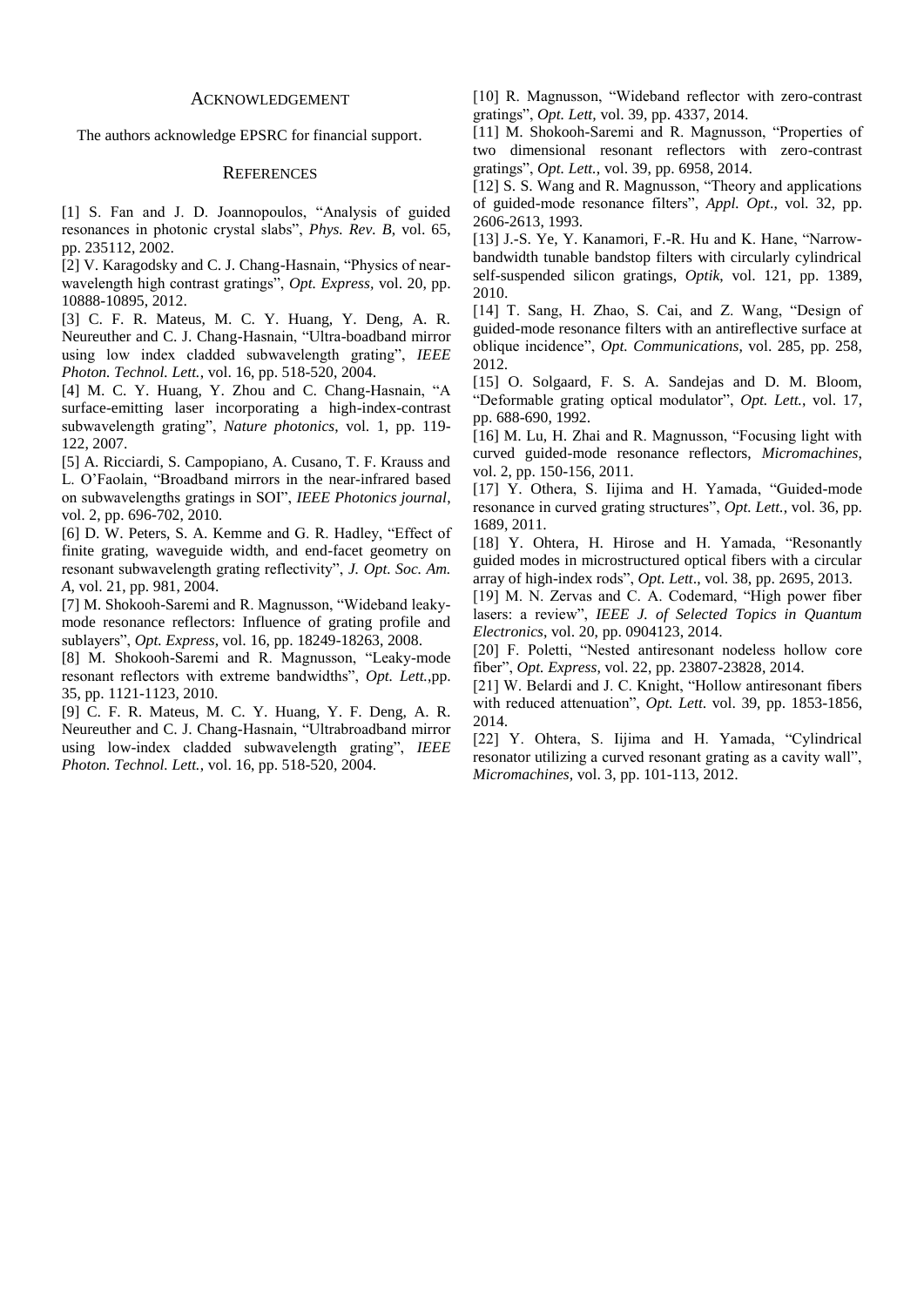## ACKNOWLEDGEMENT

The authors acknowledge EPSRC for financial support.

## REFERENCES

[1] S. Fan and J. D. Joannopoulos, "Analysis of guided resonances in photonic crystal slabs", *Phys. Rev. B*, vol. 65, pp. 235112, 2002.

[2] V. Karagodsky and C. J. Chang-Hasnain, "Physics of near-wavelength high contrast gratings", *Opt. Express*, vol. 20, pp. 10888-10895, 2012.

[3] C. F. R. Mateus, M. C. Y. Huang, Y. Deng, A. R. Neureuther and C. J. Chang-Hasnain, "Ultra-boadband mirror using low index cladded subwavelength grating", *IEEE Photon. Technol. Lett.*, vol. 16, pp. 518-520, 2004.

[4] M. C. Y. Huang, Y. Zhou and C. Chang-Hasnain, "A surface-emitting laser incorporating a high-index-contrast subwavelength grating", *Nature photonics*, vol. 1, pp. 119-122, 2007.

[5] A. Ricciardi, S. Campopiano, A. Cusano, T. F. Krauss and L. O'Faolain, "Broadband mirrors in the near-infrared based on subwavelengths gratings in SOI", *IEEE Photonics journal*, vol. 2, pp. 696-702, 2010.

[6] D. W. Peters, S. A. Kemme and G. R. Hadley, "Effect of finite grating, waveguide width, and end-facet geometry on resonant subwavelength grating reflectivity", *J. Opt. Soc. Am. A*, vol. 21, pp. 981, 2004.

[7] M. Shokooh-Saremi and R. Magnusson, "Wideband leaky-mode resonance reflectors: Influence of grating profile and sublayers", *Opt. Express*, vol. 16, pp. 18249-18263, 2008.

[8] M. Shokooh-Saremi and R. Magnusson, "Leaky-mode resonant reflectors with extreme bandwidths", *Opt. Lett.*,pp. 35, pp. 1121-1123, 2010.

[9] C. F. R. Mateus, M. C. Y. Huang, Y. F. Deng, A. R. Neureuther and C. J. Chang-Hasnain, "Ultrabroadband mirror using low-index cladded subwavelength grating", *IEEE Photon. Technol. Lett.*, vol. 16, pp. 518-520, 2004.

[10] R. Magnusson, "Wideband reflector with zero-contrast gratings", *Opt. Lett*, vol. 39, pp. 4337, 2014.

[11] M. Shokooh-Saremi and R. Magnusson, "Properties of two dimensional resonant reflectors with zero-contrast gratings", *Opt. Lett.*, vol. 39, pp. 6958, 2014.

[12] S. S. Wang and R. Magnusson, "Theory and applications of guided-mode resonance filters", *Appl. Opt*., vol. 32, pp. 2606-2613, 1993.

[13] J.-S. Ye, Y. Kanamori, F.-R. Hu and K. Hane, "Narrow-bandwidth tunable bandstop filters with circularly cylindrical self-suspended silicon gratings, *Optik*, vol. 121, pp. 1389, 2010.

[14] T. Sang, H. Zhao, S. Cai, and Z. Wang, "Design of guided-mode resonance filters with an antireflective surface at oblique incidence", *Opt. Communications*, vol. 285, pp. 258, 2012.

[15] O. Solgaard, F. S. A. Sandejas and D. M. Bloom, "Deformable grating optical modulator", *Opt. Lett.*, vol. 17, pp. 688-690, 1992.

[16] M. Lu, H. Zhai and R. Magnusson, "Focusing light with curved guided-mode resonance reflectors, *Micromachines*, vol. 2, pp. 150-156, 2011.

[17] Y. Othera, S. Iijima and H. Yamada, "Guided-mode resonance in curved grating structures", *Opt. Lett.*, vol. 36, pp. 1689, 2011.

[18] Y. Ohtera, H. Hirose and H. Yamada, "Resonantly guided modes in microstructured optical fibers with a circular array of high-index rods", *Opt. Lett*., vol. 38, pp. 2695, 2013.

[19] M. N. Zervas and C. A. Codemard, "High power fiber lasers: a review", *IEEE J. of Selected Topics in Quantum Electronics*, vol. 20, pp. 0904123, 2014.

[20] F. Poletti, "Nested antiresonant nodeless hollow core fiber", *Opt. Express*, vol. 22, pp. 23807-23828, 2014.

[21] W. Belardi and J. C. Knight, "Hollow antiresonant fibers with reduced attenuation", *Opt. Lett*. vol. 39, pp. 1853-1856, 2014.

[22] Y. Ohtera, S. Iijima and H. Yamada, "Cylindrical resonator utilizing a curved resonant grating as a cavity wall", *Micromachines*, vol. 3, pp. 101-113, 2012.